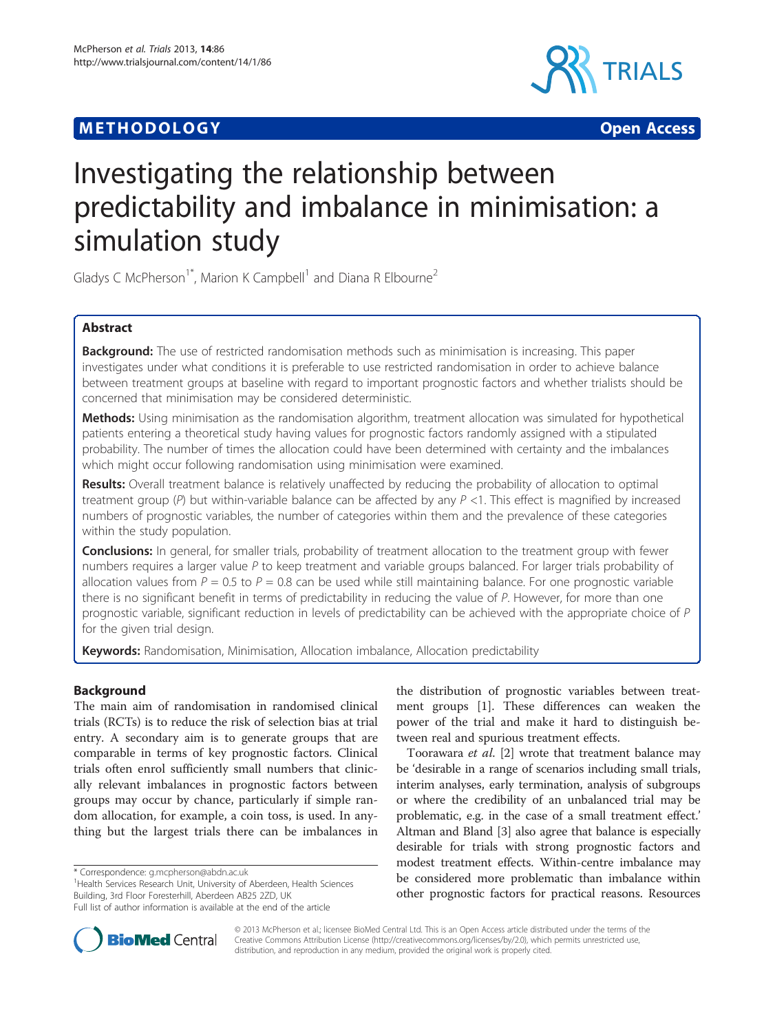**METHODOLOGY** **Open Access**

# Investigating the relationship between predictability and imbalance in minimisation: a simulation study

Gladys C McPherson[1*], Marion K Campbell[1] and Diana R Elbourne[2]

## Abstract

**Background:** The use of restricted randomisation methods such as minimisation is increasing. This paper investigates under what conditions it is preferable to use restricted randomisation in order to achieve balance between treatment groups at baseline with regard to important prognostic factors and whether trialists should be concerned that minimisation may be considered deterministic.

**Methods:** Using minimisation as the randomisation algorithm, treatment allocation was simulated for hypothetical patients entering a theoretical study having values for prognostic factors randomly assigned with a stipulated probability. The number of times the allocation could have been determined with certainty and the imbalances which might occur following randomisation using minimisation were examined.

**Results:** Overall treatment balance is relatively unaffected by reducing the probability of allocation to optimal treatment group (*P*) but within-variable balance can be affected by any $P < 1$. This effect is magnified by increased numbers of prognostic variables, the number of categories within them and the prevalence of these categories within the study population.

**Conclusions:** In general, for smaller trials, probability of treatment allocation to the treatment group with fewer numbers requires a larger value *P* to keep treatment and variable groups balanced. For larger trials probability of allocation values from $P = 0.5$ to $P = 0.8$ can be used while still maintaining balance. For one prognostic variable there is no significant benefit in terms of predictability in reducing the value of *P*. However, for more than one prognostic variable, significant reduction in levels of predictability can be achieved with the appropriate choice of *P* for the given trial design.

**Keywords:** Randomisation, Minimisation, Allocation imbalance, Allocation predictability

## Background

The main aim of randomisation in randomised clinical trials (RCTs) is to reduce the risk of selection bias at trial entry. A secondary aim is to generate groups that are comparable in terms of key prognostic factors. Clinical trials often enrol sufficiently small numbers that clinically relevant imbalances in prognostic factors between groups may occur by chance, particularly if simple random allocation, for example, a coin toss, is used. In anything but the largest trials there can be imbalances in the distribution of prognostic variables between treatment groups [1]. These differences can weaken the power of the trial and make it hard to distinguish between real and spurious treatment effects.

Toorawara *et al*. [2] wrote that treatment balance may be 'desirable in a range of scenarios including small trials, interim analyses, early termination, analysis of subgroups or where the credibility of an unbalanced trial may be problematic, e.g. in the case of a small treatment effect.' Altman and Bland [3] also agree that balance is especially desirable for trials with strong prognostic factors and modest treatment effects. Within-centre imbalance may be considered more problematic than imbalance within other prognostic factors for practical reasons. Resources

\* Correspondence: g.mcpherson@abdn.ac.uk
[1]Health Services Research Unit, University of Aberdeen, Health Sciences Building, 3rd Floor Foresterhill, Aberdeen AB25 2ZD, UK
Full list of author information is available at the end of the article

© 2013 McPherson et al.; licensee BioMed Central Ltd. This is an Open Access article distributed under the terms of the Creative Commons Attribution License (http://creativecommons.org/licenses/by/2.0), which permits unrestricted use, distribution, and reproduction in any medium, provided the original work is properly cited.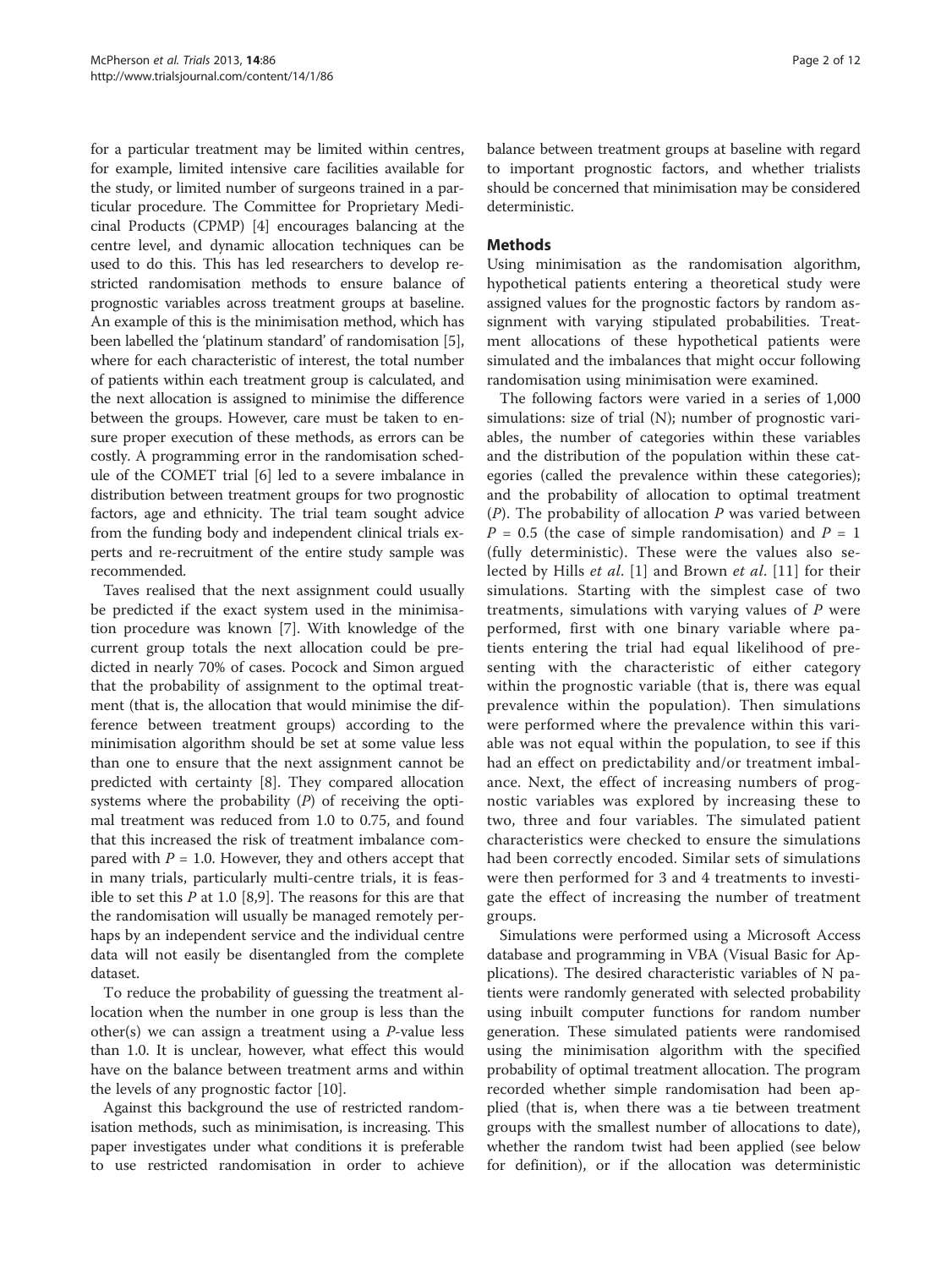for a particular treatment may be limited within centres, for example, limited intensive care facilities available for the study, or limited number of surgeons trained in a particular procedure. The Committee for Proprietary Medicinal Products (CPMP) [4] encourages balancing at the centre level, and dynamic allocation techniques can be used to do this. This has led researchers to develop restricted randomisation methods to ensure balance of prognostic variables across treatment groups at baseline. An example of this is the minimisation method, which has been labelled the 'platinum standard' of randomisation [5], where for each characteristic of interest, the total number of patients within each treatment group is calculated, and the next allocation is assigned to minimise the difference between the groups. However, care must be taken to ensure proper execution of these methods, as errors can be costly. A programming error in the randomisation schedule of the COMET trial [6] led to a severe imbalance in distribution between treatment groups for two prognostic factors, age and ethnicity. The trial team sought advice from the funding body and independent clinical trials experts and re-recruitment of the entire study sample was recommended.

Taves realised that the next assignment could usually be predicted if the exact system used in the minimisation procedure was known [7]. With knowledge of the current group totals the next allocation could be predicted in nearly 70% of cases. Pocock and Simon argued that the probability of assignment to the optimal treatment (that is, the allocation that would minimise the difference between treatment groups) according to the minimisation algorithm should be set at some value less than one to ensure that the next assignment cannot be predicted with certainty [8]. They compared allocation systems where the probability ($P$) of receiving the optimal treatment was reduced from 1.0 to 0.75, and found that this increased the risk of treatment imbalance compared with $P = 1.0$. However, they and others accept that in many trials, particularly multi-centre trials, it is feasible to set this $P$ at 1.0 [8,9]. The reasons for this are that the randomisation will usually be managed remotely perhaps by an independent service and the individual centre data will not easily be disentangled from the complete dataset.

To reduce the probability of guessing the treatment allocation when the number in one group is less than the other(s) we can assign a treatment using a $P$-value less than 1.0. It is unclear, however, what effect this would have on the balance between treatment arms and within the levels of any prognostic factor [10].

Against this background the use of restricted randomisation methods, such as minimisation, is increasing. This paper investigates under what conditions it is preferable to use restricted randomisation in order to achieve balance between treatment groups at baseline with regard to important prognostic factors, and whether trialists should be concerned that minimisation may be considered deterministic.

## Methods

Using minimisation as the randomisation algorithm, hypothetical patients entering a theoretical study were assigned values for the prognostic factors by random assignment with varying stipulated probabilities. Treatment allocations of these hypothetical patients were simulated and the imbalances that might occur following randomisation using minimisation were examined.

The following factors were varied in a series of 1,000 simulations: size of trial (N); number of prognostic variables, the number of categories within these variables and the distribution of the population within these categories (called the prevalence within these categories); and the probability of allocation to optimal treatment ($P$). The probability of allocation $P$ was varied between $P = 0.5$ (the case of simple randomisation) and $P = 1$ (fully deterministic). These were the values also selected by Hills *et al*. [1] and Brown *et al*. [11] for their simulations. Starting with the simplest case of two treatments, simulations with varying values of $P$ were performed, first with one binary variable where patients entering the trial had equal likelihood of presenting with the characteristic of either category within the prognostic variable (that is, there was equal prevalence within the population). Then simulations were performed where the prevalence within this variable was not equal within the population, to see if this had an effect on predictability and/or treatment imbalance. Next, the effect of increasing numbers of prognostic variables was explored by increasing these to two, three and four variables. The simulated patient characteristics were checked to ensure the simulations had been correctly encoded. Similar sets of simulations were then performed for 3 and 4 treatments to investigate the effect of increasing the number of treatment groups.

Simulations were performed using a Microsoft Access database and programming in VBA (Visual Basic for Applications). The desired characteristic variables of N patients were randomly generated with selected probability using inbuilt computer functions for random number generation. These simulated patients were randomised using the minimisation algorithm with the specified probability of optimal treatment allocation. The program recorded whether simple randomisation had been applied (that is, when there was a tie between treatment groups with the smallest number of allocations to date), whether the random twist had been applied (see below for definition), or if the allocation was deterministic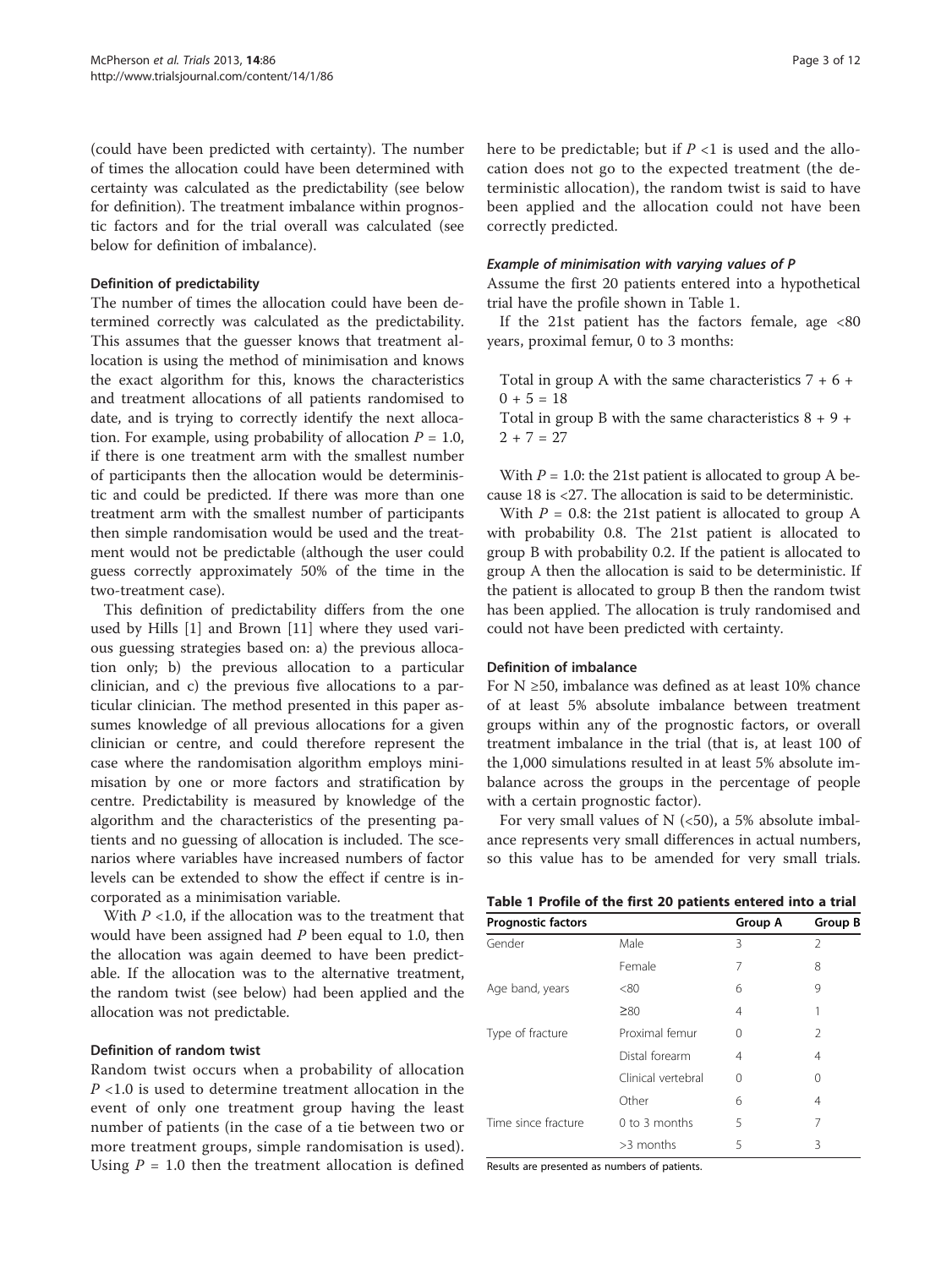(could have been predicted with certainty). The number of times the allocation could have been determined with certainty was calculated as the predictability (see below for definition). The treatment imbalance within prognostic factors and for the trial overall was calculated (see below for definition of imbalance).

### Definition of predictability

The number of times the allocation could have been determined correctly was calculated as the predictability. This assumes that the guesser knows that treatment allocation is using the method of minimisation and knows the exact algorithm for this, knows the characteristics and treatment allocations of all patients randomised to date, and is trying to correctly identify the next allocation. For example, using probability of allocation $P = 1.0$, if there is one treatment arm with the smallest number of participants then the allocation would be deterministic and could be predicted. If there was more than one treatment arm with the smallest number of participants then simple randomisation would be used and the treatment would not be predictable (although the user could guess correctly approximately 50% of the time in the two-treatment case).

This definition of predictability differs from the one used by Hills [1] and Brown [11] where they used various guessing strategies based on: a) the previous allocation only; b) the previous allocation to a particular clinician, and c) the previous five allocations to a particular clinician. The method presented in this paper assumes knowledge of all previous allocations for a given clinician or centre, and could therefore represent the case where the randomisation algorithm employs minimisation by one or more factors and stratification by centre. Predictability is measured by knowledge of the algorithm and the characteristics of the presenting patients and no guessing of allocation is included. The scenarios where variables have increased numbers of factor levels can be extended to show the effect if centre is incorporated as a minimisation variable.

With $P < 1.0$, if the allocation was to the treatment that would have been assigned had $P$ been equal to 1.0, then the allocation was again deemed to have been predictable. If the allocation was to the alternative treatment, the random twist (see below) had been applied and the allocation was not predictable.

### Definition of random twist

Random twist occurs when a probability of allocation $P < 1.0$ is used to determine treatment allocation in the event of only one treatment group having the least number of patients (in the case of a tie between two or more treatment groups, simple randomisation is used). Using $P = 1.0$ then the treatment allocation is defined here to be predictable; but if $P < 1$ is used and the allocation does not go to the expected treatment (the deterministic allocation), the random twist is said to have been applied and the allocation could not have been correctly predicted.

#### *Example of minimisation with varying values of P*

Assume the first 20 patients entered into a hypothetical trial have the profile shown in Table 1.

If the 21st patient has the factors female, age <80 years, proximal femur, 0 to 3 months:

Total in group A with the same characteristics 7 + 6 + 0 + 5 = 18

Total in group B with the same characteristics 8 + 9 + 2 + 7 = 27

With $P = 1.0$: the 21st patient is allocated to group A because 18 is <27. The allocation is said to be deterministic.

With $P = 0.8$: the 21st patient is allocated to group A with probability 0.8. The 21st patient is allocated to group B with probability 0.2. If the patient is allocated to group A then the allocation is said to be deterministic. If the patient is allocated to group B then the random twist has been applied. The allocation is truly randomised and could not have been predicted with certainty.

### Definition of imbalance

For N ≥50, imbalance was defined as at least 10% chance of at least 5% absolute imbalance between treatment groups within any of the prognostic factors, or overall treatment imbalance in the trial (that is, at least 100 of the 1,000 simulations resulted in at least 5% absolute imbalance across the groups in the percentage of people with a certain prognostic factor).

For very small values of N (<50), a 5% absolute imbalance represents very small differences in actual numbers, so this value has to be amended for very small trials.

**Table 1 Profile of the first 20 patients entered into a trial**

| Prognostic factors | | Group A | Group B |
|---|---|---|---|
| Gender | Male | 3 | 2 |
| | Female | 7 | 8 |
| Age band, years | <80 | 6 | 9 |
| | ≥80 | 4 | 1 |
| Type of fracture | Proximal femur | 0 | 2 |
| | Distal forearm | 4 | 4 |
| | Clinical vertebral | 0 | 0 |
| | Other | 6 | 4 |
| Time since fracture | 0 to 3 months | 5 | 7 |
| | >3 months | 5 | 3 |

Results are presented as numbers of patients.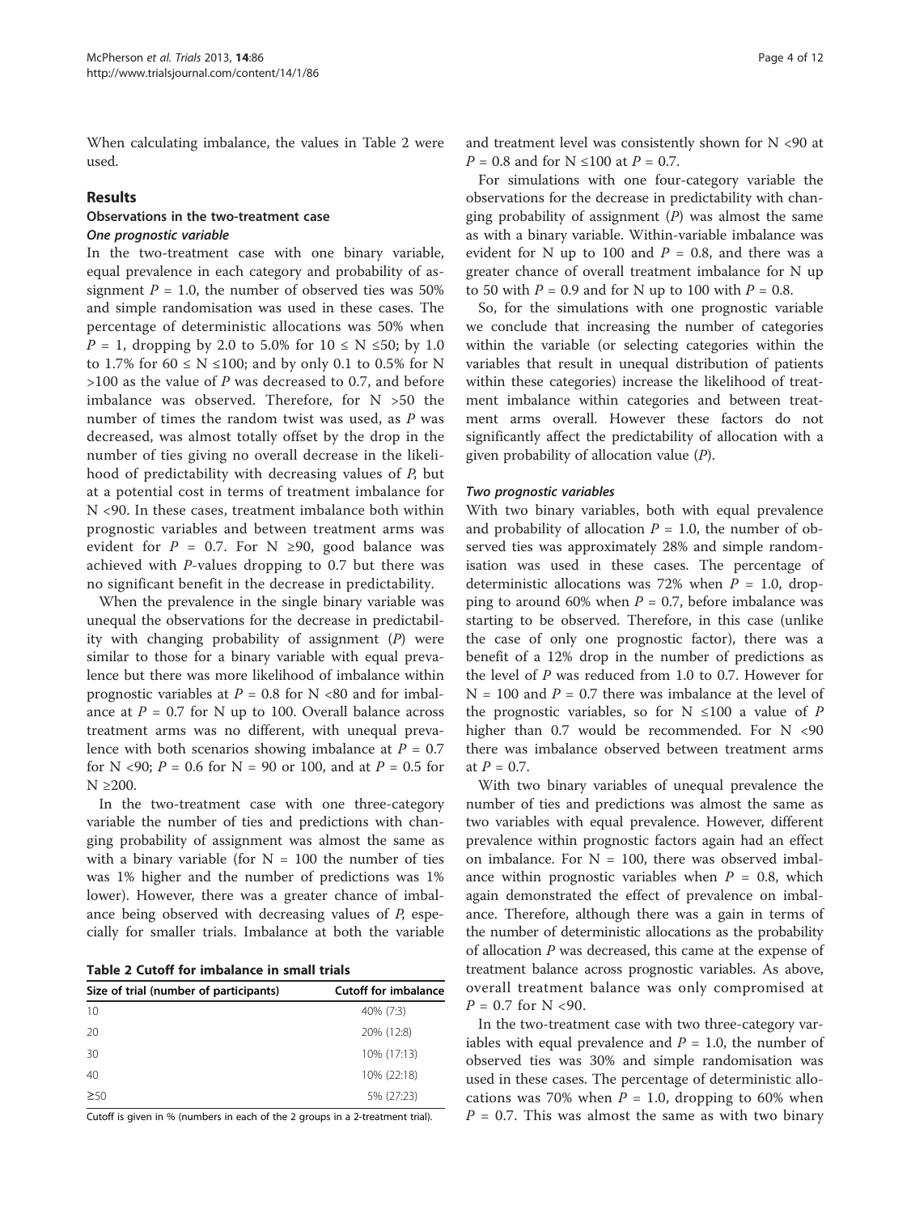When calculating imbalance, the values in Table 2 were used.

## Results

### Observations in the two-treatment case

#### *One prognostic variable*

In the two-treatment case with one binary variable, equal prevalence in each category and probability of assignment $P = 1.0$, the number of observed ties was 50% and simple randomisation was used in these cases. The percentage of deterministic allocations was 50% when $P = 1$, dropping by 2.0 to 5.0% for $10 \leq N \leq 50$; by 1.0 to 1.7% for $60 \leq N \leq 100$; and by only 0.1 to 0.5% for N >100 as the value of $P$ was decreased to 0.7, and before imbalance was observed. Therefore, for N >50 the number of times the random twist was used, as $P$ was decreased, was almost totally offset by the drop in the number of ties giving no overall decrease in the likelihood of predictability with decreasing values of $P$, but at a potential cost in terms of treatment imbalance for N <90. In these cases, treatment imbalance both within prognostic variables and between treatment arms was evident for $P = 0.7$. For N ≥90, good balance was achieved with $P$-values dropping to 0.7 but there was no significant benefit in the decrease in predictability.

When the prevalence in the single binary variable was unequal the observations for the decrease in predictability with changing probability of assignment ($P$) were similar to those for a binary variable with equal prevalence but there was more likelihood of imbalance within prognostic variables at $P = 0.8$ for N <80 and for imbalance at $P = 0.7$ for N up to 100. Overall balance across treatment arms was no different, with unequal prevalence with both scenarios showing imbalance at $P = 0.7$ for N <90; $P = 0.6$ for N = 90 or 100, and at $P = 0.5$ for N ≥200.

In the two-treatment case with one three-category variable the number of ties and predictions with changing probability of assignment was almost the same as with a binary variable (for N = 100 the number of ties was 1% higher and the number of predictions was 1% lower). However, there was a greater chance of imbalance being observed with decreasing values of $P$, especially for smaller trials. Imbalance at both the variable and treatment level was consistently shown for N <90 at $P = 0.8$ and for N ≤100 at $P = 0.7$.

**Table 2 Cutoff for imbalance in small trials**

| Size of trial (number of participants) | Cutoff for imbalance |
| --- | --- |
| 10 | 40% (7:3) |
| 20 | 20% (12:8) |
| 30 | 10% (17:13) |
| 40 | 10% (22:18) |
| ≥50 | 5% (27:23) |

Cutoff is given in % (numbers in each of the 2 groups in a 2-treatment trial).

For simulations with one four-category variable the observations for the decrease in predictability with changing probability of assignment ($P$) was almost the same as with a binary variable. Within-variable imbalance was evident for N up to 100 and $P = 0.8$, and there was a greater chance of overall treatment imbalance for N up to 50 with $P = 0.9$ and for N up to 100 with $P = 0.8$.

So, for the simulations with one prognostic variable we conclude that increasing the number of categories within the variable (or selecting categories within the variables that result in unequal distribution of patients within these categories) increase the likelihood of treatment imbalance within categories and between treatment arms overall. However these factors do not significantly affect the predictability of allocation with a given probability of allocation value ($P$).

#### *Two prognostic variables*

With two binary variables, both with equal prevalence and probability of allocation $P = 1.0$, the number of observed ties was approximately 28% and simple randomisation was used in these cases. The percentage of deterministic allocations was 72% when $P = 1.0$, dropping to around 60% when $P = 0.7$, before imbalance was starting to be observed. Therefore, in this case (unlike the case of only one prognostic factor), there was a benefit of a 12% drop in the number of predictions as the level of $P$ was reduced from 1.0 to 0.7. However for N = 100 and $P = 0.7$ there was imbalance at the level of the prognostic variables, so for N ≤100 a value of $P$ higher than 0.7 would be recommended. For N <90 there was imbalance observed between treatment arms at $P = 0.7$.

With two binary variables of unequal prevalence the number of ties and predictions was almost the same as two variables with equal prevalence. However, different prevalence within prognostic factors again had an effect on imbalance. For N = 100, there was observed imbalance within prognostic variables when $P = 0.8$, which again demonstrated the effect of prevalence on imbalance. Therefore, although there was a gain in terms of the number of deterministic allocations as the probability of allocation $P$ was decreased, this came at the expense of treatment balance across prognostic variables. As above, overall treatment balance was only compromised at $P = 0.7$ for N <90.

In the two-treatment case with two three-category variables with equal prevalence and $P = 1.0$, the number of observed ties was 30% and simple randomisation was used in these cases. The percentage of deterministic allocations was 70% when $P = 1.0$, dropping to 60% when $P = 0.7$. This was almost the same as with two binary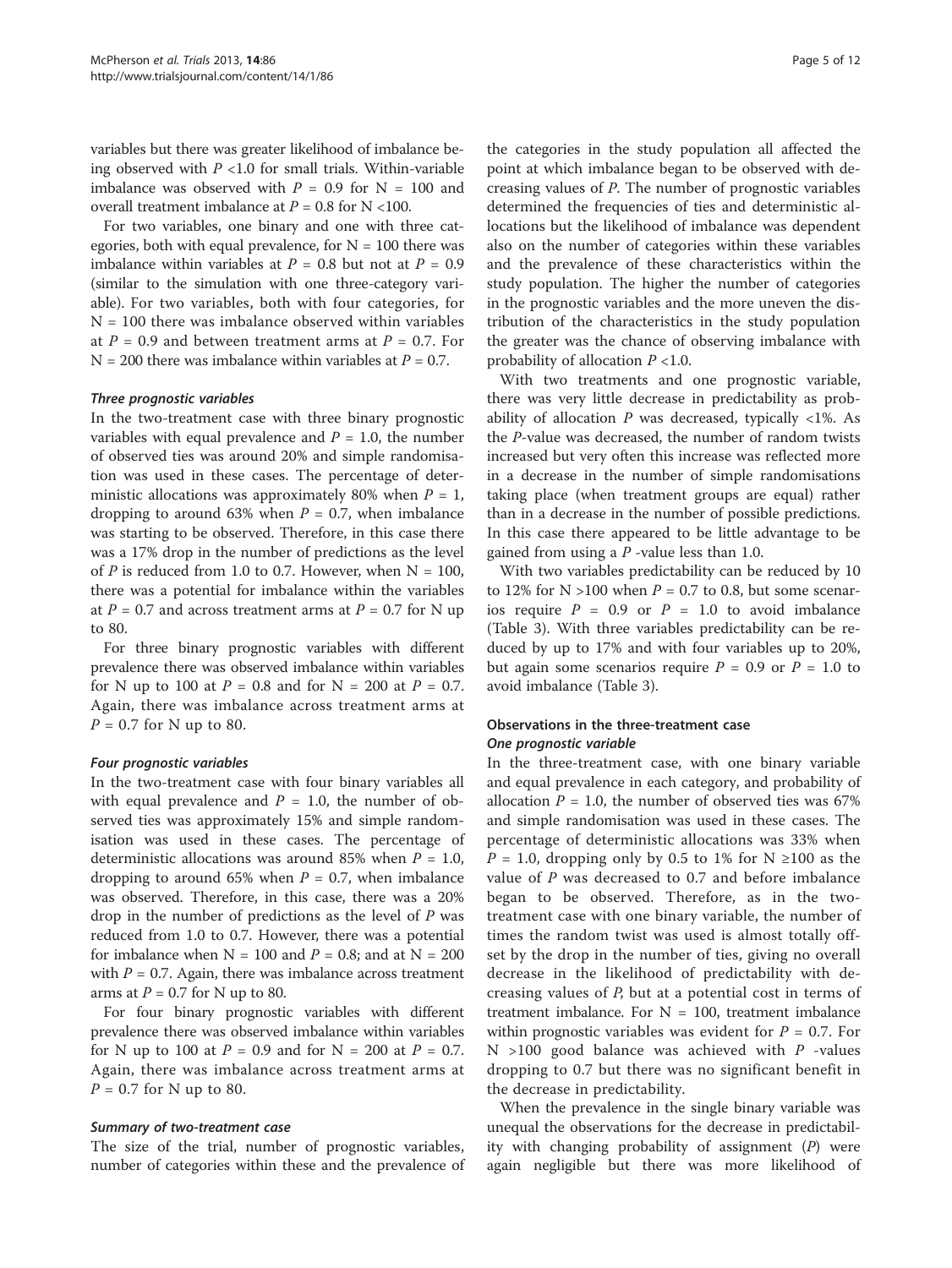variables but there was greater likelihood of imbalance being observed with $P < 1.0$ for small trials. Within-variable imbalance was observed with $P = 0.9$ for N = 100 and overall treatment imbalance at $P = 0.8$ for N <100.

For two variables, one binary and one with three categories, both with equal prevalence, for N = 100 there was imbalance within variables at $P = 0.8$ but not at $P = 0.9$ (similar to the simulation with one three-category variable). For two variables, both with four categories, for N = 100 there was imbalance observed within variables at $P = 0.9$ and between treatment arms at $P = 0.7$. For N = 200 there was imbalance within variables at $P = 0.7$.

#### *Three prognostic variables*

In the two-treatment case with three binary prognostic variables with equal prevalence and $P = 1.0$, the number of observed ties was around 20% and simple randomisation was used in these cases. The percentage of deterministic allocations was approximately 80% when $P = 1$, dropping to around 63% when $P = 0.7$, when imbalance was starting to be observed. Therefore, in this case there was a 17% drop in the number of predictions as the level of $P$ is reduced from 1.0 to 0.7. However, when N = 100, there was a potential for imbalance within the variables at $P = 0.7$ and across treatment arms at $P = 0.7$ for N up to 80.

For three binary prognostic variables with different prevalence there was observed imbalance within variables for N up to 100 at $P = 0.8$ and for N = 200 at $P = 0.7$. Again, there was imbalance across treatment arms at $P = 0.7$ for N up to 80.

#### *Four prognostic variables*

In the two-treatment case with four binary variables all with equal prevalence and $P = 1.0$, the number of observed ties was approximately 15% and simple randomisation was used in these cases. The percentage of deterministic allocations was around 85% when $P = 1.0$, dropping to around 65% when $P = 0.7$, when imbalance was observed. Therefore, in this case, there was a 20% drop in the number of predictions as the level of $P$ was reduced from 1.0 to 0.7. However, there was a potential for imbalance when N = 100 and $P = 0.8$; and at N = 200 with $P = 0.7$. Again, there was imbalance across treatment arms at $P = 0.7$ for N up to 80.

For four binary prognostic variables with different prevalence there was observed imbalance within variables for N up to 100 at $P = 0.9$ and for N = 200 at $P = 0.7$. Again, there was imbalance across treatment arms at $P = 0.7$ for N up to 80.

#### *Summary of two-treatment case*

The size of the trial, number of prognostic variables, number of categories within these and the prevalence of the categories in the study population all affected the point at which imbalance began to be observed with decreasing values of $P$. The number of prognostic variables determined the frequencies of ties and deterministic allocations but the likelihood of imbalance was dependent also on the number of categories within these variables and the prevalence of these characteristics within the study population. The higher the number of categories in the prognostic variables and the more uneven the distribution of the characteristics in the study population the greater was the chance of observing imbalance with probability of allocation $P < 1.0$.

With two treatments and one prognostic variable, there was very little decrease in predictability as probability of allocation $P$ was decreased, typically <1%. As the $P$-value was decreased, the number of random twists increased but very often this increase was reflected more in a decrease in the number of simple randomisations taking place (when treatment groups are equal) rather than in a decrease in the number of possible predictions. In this case there appeared to be little advantage to be gained from using a $P$ -value less than 1.0.

With two variables predictability can be reduced by 10 to 12% for N >100 when $P = 0.7$ to 0.8, but some scenarios require $P = 0.9$ or $P = 1.0$ to avoid imbalance (Table 3). With three variables predictability can be reduced by up to 17% and with four variables up to 20%, but again some scenarios require $P = 0.9$ or $P = 1.0$ to avoid imbalance (Table 3).

### Observations in the three-treatment case

#### *One prognostic variable*

In the three-treatment case, with one binary variable and equal prevalence in each category, and probability of allocation $P = 1.0$, the number of observed ties was 67% and simple randomisation was used in these cases. The percentage of deterministic allocations was 33% when $P = 1.0$, dropping only by 0.5 to 1% for N ≥100 as the value of $P$ was decreased to 0.7 and before imbalance began to be observed. Therefore, as in the two-treatment case with one binary variable, the number of times the random twist was used is almost totally offset by the drop in the number of ties, giving no overall decrease in the likelihood of predictability with decreasing values of $P$, but at a potential cost in terms of treatment imbalance. For N = 100, treatment imbalance within prognostic variables was evident for $P = 0.7$. For N >100 good balance was achieved with $P$ -values dropping to 0.7 but there was no significant benefit in the decrease in predictability.

When the prevalence in the single binary variable was unequal the observations for the decrease in predictability with changing probability of assignment ($P$) were again negligible but there was more likelihood of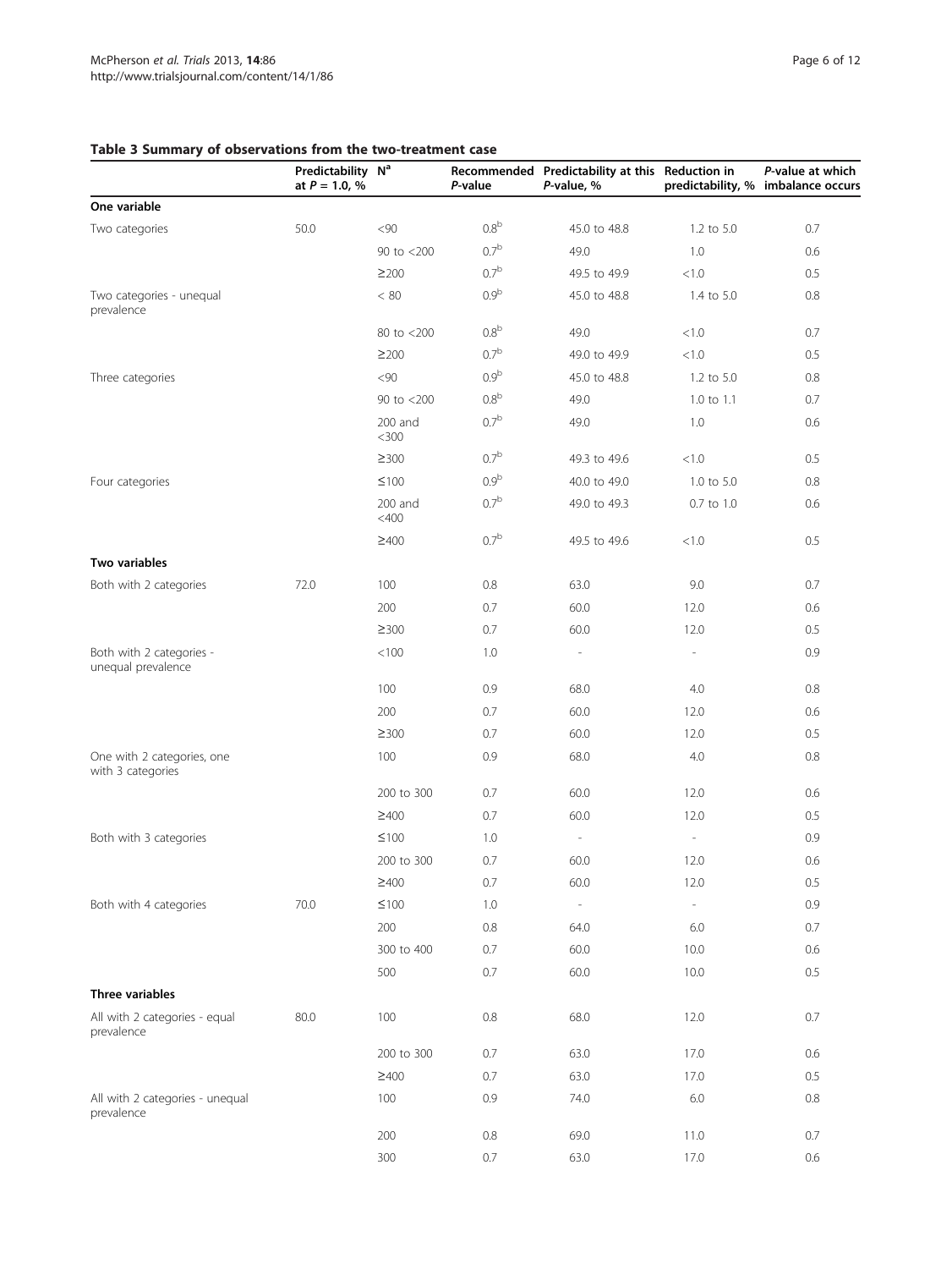**Table 3 Summary of observations from the two-treatment case**

| | Predictability at $P = 1.0$, % | N[a] | Recommended *P*-value | Predictability at this *P*-value, % | Reduction in predictability, % | *P*-value at which imbalance occurs |
|---|---|---|---|---|---|---|
| **One variable** | | | | | | |
| Two categories | 50.0 | <90 | 0.8[b] | 45.0 to 48.8 | 1.2 to 5.0 | 0.7 |
| | | 90 to <200 | 0.7[b] | 49.0 | 1.0 | 0.6 |
| | | ≥200 | 0.7[b] | 49.5 to 49.9 | <1.0 | 0.5 |
| Two categories - unequal prevalence | | < 80 | 0.9[b] | 45.0 to 48.8 | 1.4 to 5.0 | 0.8 |
| | | 80 to <200 | 0.8[b] | 49.0 | <1.0 | 0.7 |
| | | ≥200 | 0.7[b] | 49.0 to 49.9 | <1.0 | 0.5 |
| Three categories | | <90 | 0.9[b] | 45.0 to 48.8 | 1.2 to 5.0 | 0.8 |
| | | 90 to <200 | 0.8[b] | 49.0 | 1.0 to 1.1 | 0.7 |
| | | 200 and <300 | 0.7[b] | 49.0 | 1.0 | 0.6 |
| | | ≥300 | 0.7[b] | 49.3 to 49.6 | <1.0 | 0.5 |
| Four categories | | ≤100 | 0.9[b] | 40.0 to 49.0 | 1.0 to 5.0 | 0.8 |
| | | 200 and <400 | 0.7[b] | 49.0 to 49.3 | 0.7 to 1.0 | 0.6 |
| | | ≥400 | 0.7[b] | 49.5 to 49.6 | <1.0 | 0.5 |
| **Two variables** | | | | | | |
| Both with 2 categories | 72.0 | 100 | 0.8 | 63.0 | 9.0 | 0.7 |
| | | 200 | 0.7 | 60.0 | 12.0 | 0.6 |
| | | ≥300 | 0.7 | 60.0 | 12.0 | 0.5 |
| Both with 2 categories - unequal prevalence | | <100 | 1.0 | - | - | 0.9 |
| | | 100 | 0.9 | 68.0 | 4.0 | 0.8 |
| | | 200 | 0.7 | 60.0 | 12.0 | 0.6 |
| | | ≥300 | 0.7 | 60.0 | 12.0 | 0.5 |
| One with 2 categories, one with 3 categories | | 100 | 0.9 | 68.0 | 4.0 | 0.8 |
| | | 200 to 300 | 0.7 | 60.0 | 12.0 | 0.6 |
| | | ≥400 | 0.7 | 60.0 | 12.0 | 0.5 |
| Both with 3 categories | | ≤100 | 1.0 | - | - | 0.9 |
| | | 200 to 300 | 0.7 | 60.0 | 12.0 | 0.6 |
| | | ≥400 | 0.7 | 60.0 | 12.0 | 0.5 |
| Both with 4 categories | 70.0 | ≤100 | 1.0 | - | - | 0.9 |
| | | 200 | 0.8 | 64.0 | 6.0 | 0.7 |
| | | 300 to 400 | 0.7 | 60.0 | 10.0 | 0.6 |
| | | 500 | 0.7 | 60.0 | 10.0 | 0.5 |
| **Three variables** | | | | | | |
| All with 2 categories - equal prevalence | 80.0 | 100 | 0.8 | 68.0 | 12.0 | 0.7 |
| | | 200 to 300 | 0.7 | 63.0 | 17.0 | 0.6 |
| | | ≥400 | 0.7 | 63.0 | 17.0 | 0.5 |
| All with 2 categories - unequal prevalence | | 100 | 0.9 | 74.0 | 6.0 | 0.8 |
| | | 200 | 0.8 | 69.0 | 11.0 | 0.7 |
| | | 300 | 0.7 | 63.0 | 17.0 | 0.6 |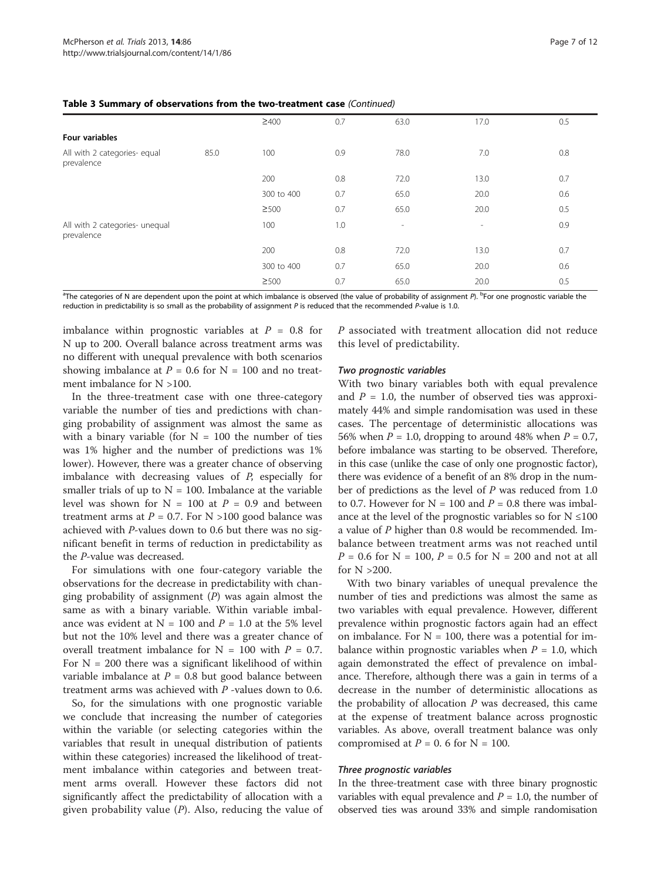**Table 3 Summary of observations from the two-treatment case** *(Continued)*

| | | | | | | |
|---|---|---|---|---|---|---|
| | | ≥400 | 0.7 | 63.0 | 17.0 | 0.5 |
| **Four variables** | | | | | | |
| All with 2 categories- equal prevalence | 85.0 | 100 | 0.9 | 78.0 | 7.0 | 0.8 |
| | | 200 | 0.8 | 72.0 | 13.0 | 0.7 |
| | | 300 to 400 | 0.7 | 65.0 | 20.0 | 0.6 |
| | | ≥500 | 0.7 | 65.0 | 20.0 | 0.5 |
| All with 2 categories- unequal prevalence | | 100 | 1.0 | - | - | 0.9 |
| | | 200 | 0.8 | 72.0 | 13.0 | 0.7 |
| | | 300 to 400 | 0.7 | 65.0 | 20.0 | 0.6 |
| | | ≥500 | 0.7 | 65.0 | 20.0 | 0.5 |

[a]The categories of N are dependent upon the point at which imbalance is observed (the value of probability of assignment *P*). [b]For one prognostic variable the reduction in predictability is so small as the probability of assignment *P* is reduced that the recommended *P*-value is 1.0.

imbalance within prognostic variables at $P = 0.8$ for N up to 200. Overall balance across treatment arms was no different with unequal prevalence with both scenarios showing imbalance at $P = 0.6$ for N = 100 and no treatment imbalance for N >100.

In the three-treatment case with one three-category variable the number of ties and predictions with changing probability of assignment was almost the same as with a binary variable (for N = 100 the number of ties was 1% higher and the number of predictions was 1% lower). However, there was a greater chance of observing imbalance with decreasing values of *P*, especially for smaller trials of up to N = 100. Imbalance at the variable level was shown for N = 100 at $P = 0.9$ and between treatment arms at $P = 0.7$. For N >100 good balance was achieved with *P*-values down to 0.6 but there was no significant benefit in terms of reduction in predictability as the *P*-value was decreased.

For simulations with one four-category variable the observations for the decrease in predictability with changing probability of assignment (*P*) was again almost the same as with a binary variable. Within variable imbalance was evident at N = 100 and $P = 1.0$ at the 5% level but not the 10% level and there was a greater chance of overall treatment imbalance for N = 100 with $P = 0.7$. For N = 200 there was a significant likelihood of within variable imbalance at $P = 0.8$ but good balance between treatment arms was achieved with *P* -values down to 0.6.

So, for the simulations with one prognostic variable we conclude that increasing the number of categories within the variable (or selecting categories within the variables that result in unequal distribution of patients within these categories) increased the likelihood of treatment imbalance within categories and between treatment arms overall. However these factors did not significantly affect the predictability of allocation with a given probability value (*P*). Also, reducing the value of *P* associated with treatment allocation did not reduce this level of predictability.

#### *Two prognostic variables*

With two binary variables both with equal prevalence and $P = 1.0$, the number of observed ties was approximately 44% and simple randomisation was used in these cases. The percentage of deterministic allocations was 56% when $P = 1.0$, dropping to around 48% when $P = 0.7$, before imbalance was starting to be observed. Therefore, in this case (unlike the case of only one prognostic factor), there was evidence of a benefit of an 8% drop in the number of predictions as the level of *P* was reduced from 1.0 to 0.7. However for N = 100 and $P = 0.8$ there was imbalance at the level of the prognostic variables so for N ≤100 a value of *P* higher than 0.8 would be recommended. Imbalance between treatment arms was not reached until $P = 0.6$ for N = 100, $P = 0.5$ for N = 200 and not at all for N >200.

With two binary variables of unequal prevalence the number of ties and predictions was almost the same as two variables with equal prevalence. However, different prevalence within prognostic factors again had an effect on imbalance. For N = 100, there was a potential for imbalance within prognostic variables when $P = 1.0$, which again demonstrated the effect of prevalence on imbalance. Therefore, although there was a gain in terms of a decrease in the number of deterministic allocations as the probability of allocation *P* was decreased, this came at the expense of treatment balance across prognostic variables. As above, overall treatment balance was only compromised at $P = 0.6$ for N = 100.

#### *Three prognostic variables*

In the three-treatment case with three binary prognostic variables with equal prevalence and $P = 1.0$, the number of observed ties was around 33% and simple randomisation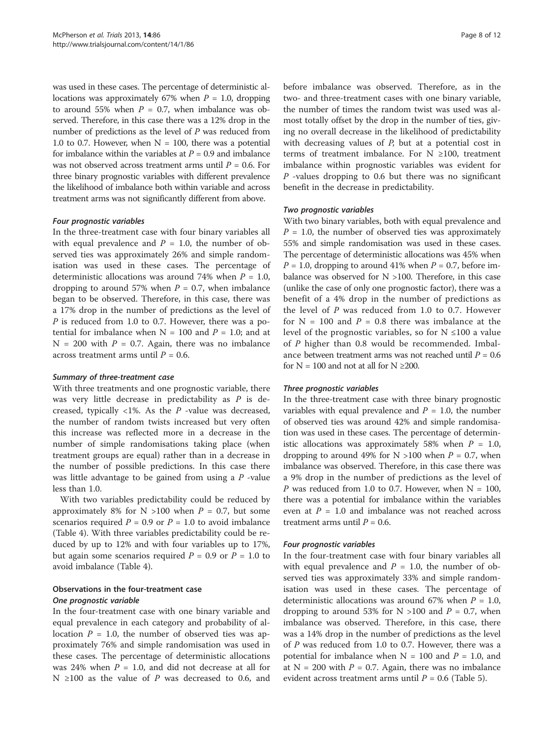was used in these cases. The percentage of deterministic allocations was approximately 67% when $P = 1.0$, dropping to around 55% when $P = 0.7$, when imbalance was observed. Therefore, in this case there was a 12% drop in the number of predictions as the level of $P$ was reduced from 1.0 to 0.7. However, when N = 100, there was a potential for imbalance within the variables at $P = 0.9$ and imbalance was not observed across treatment arms until $P = 0.6$. For three binary prognostic variables with different prevalence the likelihood of imbalance both within variable and across treatment arms was not significantly different from above.

#### *Four prognostic variables*

In the three-treatment case with four binary variables all with equal prevalence and $P = 1.0$, the number of observed ties was approximately 26% and simple randomisation was used in these cases. The percentage of deterministic allocations was around 74% when $P = 1.0$, dropping to around 57% when $P = 0.7$, when imbalance began to be observed. Therefore, in this case, there was a 17% drop in the number of predictions as the level of $P$ is reduced from 1.0 to 0.7. However, there was a potential for imbalance when N = 100 and $P = 1.0$; and at N = 200 with $P = 0.7$. Again, there was no imbalance across treatment arms until $P = 0.6$.

#### *Summary of three-treatment case*

With three treatments and one prognostic variable, there was very little decrease in predictability as $P$ is decreased, typically <1%. As the $P$ -value was decreased, the number of random twists increased but very often this increase was reflected more in a decrease in the number of simple randomisations taking place (when treatment groups are equal) rather than in a decrease in the number of possible predictions. In this case there was little advantage to be gained from using a $P$ -value less than 1.0.

With two variables predictability could be reduced by approximately 8% for N >100 when $P = 0.7$, but some scenarios required $P = 0.9$ or $P = 1.0$ to avoid imbalance (Table 4). With three variables predictability could be reduced by up to 12% and with four variables up to 17%, but again some scenarios required $P = 0.9$ or $P = 1.0$ to avoid imbalance (Table 4).

### Observations in the four-treatment case

#### *One prognostic variable*

In the four-treatment case with one binary variable and equal prevalence in each category and probability of allocation $P = 1.0$, the number of observed ties was approximately 76% and simple randomisation was used in these cases. The percentage of deterministic allocations was 24% when $P = 1.0$, and did not decrease at all for N ≥100 as the value of $P$ was decreased to 0.6, and before imbalance was observed. Therefore, as in the two- and three-treatment cases with one binary variable, the number of times the random twist was used was almost totally offset by the drop in the number of ties, giving no overall decrease in the likelihood of predictability with decreasing values of $P$, but at a potential cost in terms of treatment imbalance. For N ≥100, treatment imbalance within prognostic variables was evident for $P$ -values dropping to 0.6 but there was no significant benefit in the decrease in predictability.

#### *Two prognostic variables*

With two binary variables, both with equal prevalence and $P = 1.0$, the number of observed ties was approximately 55% and simple randomisation was used in these cases. The percentage of deterministic allocations was 45% when $P = 1.0$, dropping to around 41% when $P = 0.7$, before imbalance was observed for N >100. Therefore, in this case (unlike the case of only one prognostic factor), there was a benefit of a 4% drop in the number of predictions as the level of $P$ was reduced from 1.0 to 0.7. However for N = 100 and $P = 0.8$ there was imbalance at the level of the prognostic variables, so for N ≤100 a value of $P$ higher than 0.8 would be recommended. Imbalance between treatment arms was not reached until $P = 0.6$ for N = 100 and not at all for N ≥200.

#### *Three prognostic variables*

In the three-treatment case with three binary prognostic variables with equal prevalence and $P = 1.0$, the number of observed ties was around 42% and simple randomisation was used in these cases. The percentage of deterministic allocations was approximately 58% when $P = 1.0$, dropping to around 49% for N >100 when $P = 0.7$, when imbalance was observed. Therefore, in this case there was a 9% drop in the number of predictions as the level of $P$ was reduced from 1.0 to 0.7. However, when N = 100, there was a potential for imbalance within the variables even at $P = 1.0$ and imbalance was not reached across treatment arms until $P = 0.6$.

#### *Four prognostic variables*

In the four-treatment case with four binary variables all with equal prevalence and $P = 1.0$, the number of observed ties was approximately 33% and simple randomisation was used in these cases. The percentage of deterministic allocations was around 67% when $P = 1.0$, dropping to around 53% for N >100 and $P = 0.7$, when imbalance was observed. Therefore, in this case, there was a 14% drop in the number of predictions as the level of $P$ was reduced from 1.0 to 0.7. However, there was a potential for imbalance when N = 100 and $P = 1.0$, and at N = 200 with $P = 0.7$. Again, there was no imbalance evident across treatment arms until $P = 0.6$ (Table 5).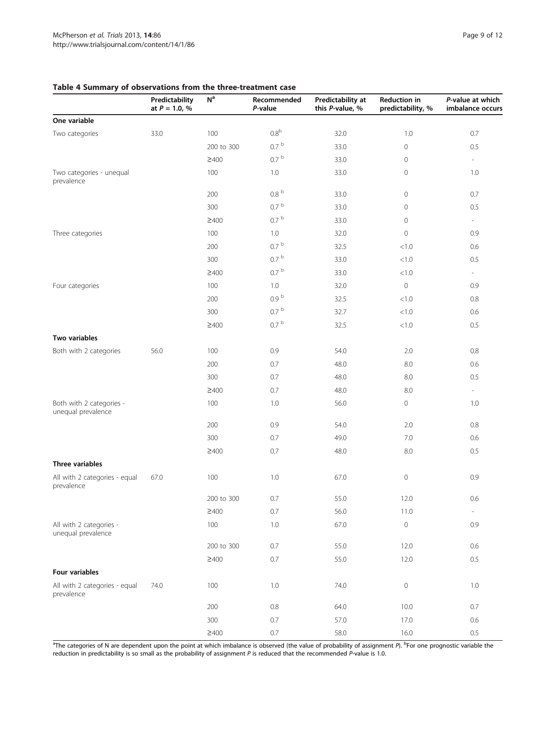**Table 4 Summary of observations from the three-treatment case**

| | Predictability at $P = 1.0$, % | N[a] | Recommended $P$-value | Predictability at this $P$-value, % | Reduction in predictability, % | $P$-value at which imbalance occurs |
|---|---|---|---|---|---|---|
| **One variable** | | | | | | |
| Two categories | 33.0 | 100 | 0.8[b] | 32.0 | 1.0 | 0.7 |
| | | 200 to 300 | 0.7 [b] | 33.0 | 0 | 0.5 |
| | | ≥400 | 0.7 [b] | 33.0 | 0 | - |
| Two categories - unequal prevalence | | 100 | 1.0 | 33.0 | 0 | 1.0 |
| | | 200 | 0.8 [b] | 33.0 | 0 | 0.7 |
| | | 300 | 0.7 [b] | 33.0 | 0 | 0.5 |
| | | ≥400 | 0.7 [b] | 33.0 | 0 | - |
| Three categories | | 100 | 1.0 | 32.0 | 0 | 0.9 |
| | | 200 | 0.7 [b] | 32.5 | <1.0 | 0.6 |
| | | 300 | 0.7 [b] | 33.0 | <1.0 | 0.5 |
| | | ≥400 | 0.7 [b] | 33.0 | <1.0 | - |
| Four categories | | 100 | 1.0 | 32.0 | 0 | 0.9 |
| | | 200 | 0.9 [b] | 32.5 | <1.0 | 0.8 |
| | | 300 | 0.7 [b] | 32.7 | <1.0 | 0.6 |
| | | ≥400 | 0.7 [b] | 32.5 | <1.0 | 0.5 |
| **Two variables** | | | | | | |
| Both with 2 categories | 56.0 | 100 | 0.9 | 54.0 | 2.0 | 0.8 |
| | | 200 | 0.7 | 48.0 | 8.0 | 0.6 |
| | | 300 | 0.7 | 48.0 | 8.0 | 0.5 |
| | | ≥400 | 0.7 | 48.0 | 8.0 | - |
| Both with 2 categories - unequal prevalence | | 100 | 1.0 | 56.0 | 0 | 1.0 |
| | | 200 | 0.9 | 54.0 | 2.0 | 0.8 |
| | | 300 | 0.7 | 49.0 | 7.0 | 0.6 |
| | | ≥400 | 0.7 | 48.0 | 8.0 | 0.5 |
| **Three variables** | | | | | | |
| All with 2 categories - equal prevalence | 67.0 | 100 | 1.0 | 67.0 | 0 | 0.9 |
| | | 200 to 300 | 0.7 | 55.0 | 12.0 | 0.6 |
| | | ≥400 | 0.7 | 56.0 | 11.0 | - |
| All with 2 categories - unequal prevalence | | 100 | 1.0 | 67.0 | 0 | 0.9 |
| | | 200 to 300 | 0.7 | 55.0 | 12.0 | 0.6 |
| | | ≥400 | 0.7 | 55.0 | 12.0 | 0.5 |
| **Four variables** | | | | | | |
| All with 2 categories - equal prevalence | 74.0 | 100 | 1.0 | 74.0 | 0 | 1.0 |
| | | 200 | 0.8 | 64.0 | 10.0 | 0.7 |
| | | 300 | 0.7 | 57.0 | 17.0 | 0.6 |
| | | ≥400 | 0.7 | 58.0 | 16.0 | 0.5 |

[a]The categories of N are dependent upon the point at which imbalance is observed (the value of probability of assignment $P$). [b]For one prognostic variable the reduction in predictability is so small as the probability of assignment $P$ is reduced that the recommended $P$-value is 1.0.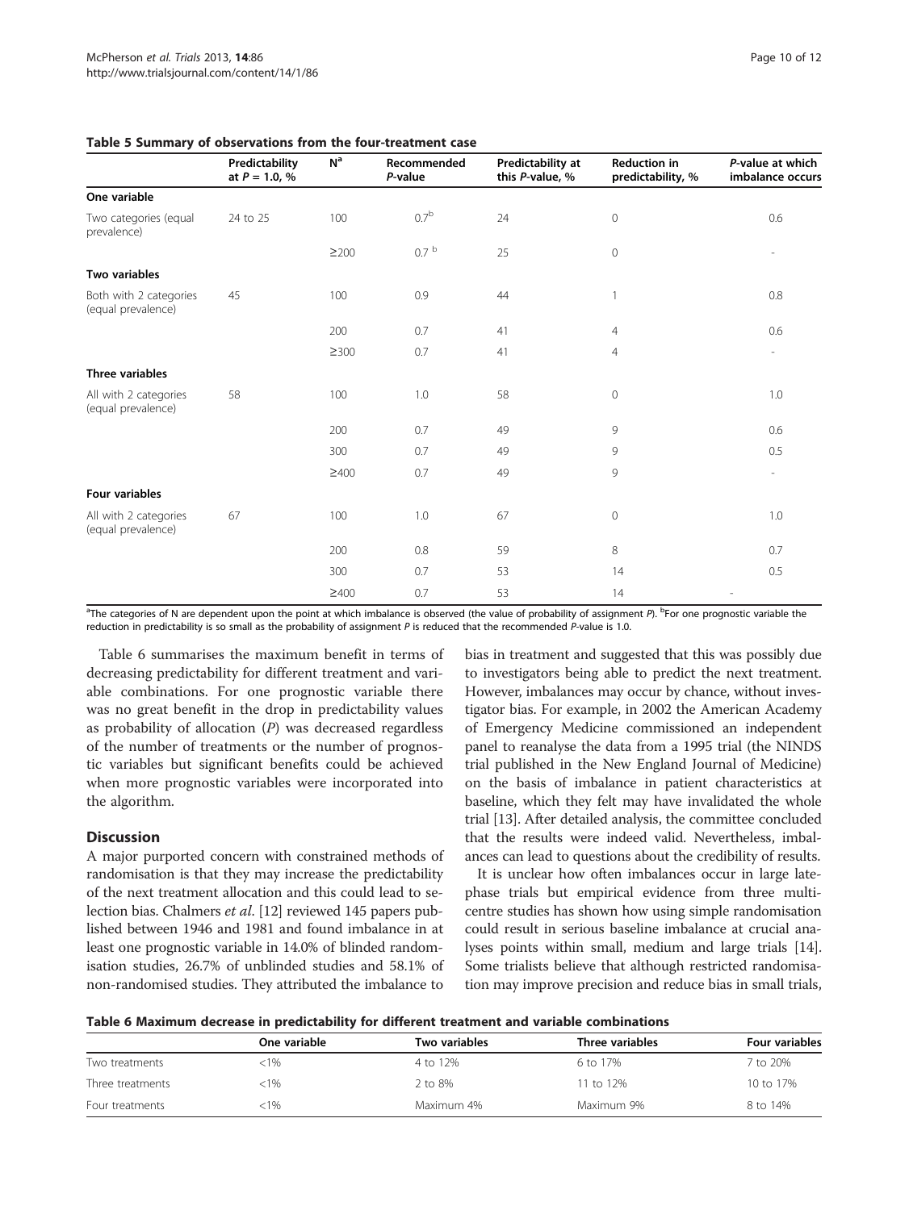**Table 5 Summary of observations from the four-treatment case**

| | Predictability at $P = 1.0$, % | N[a] | Recommended $P$-value | Predictability at this $P$-value, % | Reduction in predictability, % | $P$-value at which imbalance occurs |
|---|---|---|---|---|---|---|
| **One variable** | | | | | | |
| Two categories (equal prevalence) | 24 to 25 | 100 | 0.7[b] | 24 | 0 | 0.6 |
| | | ≥200 | 0.7 [b] | 25 | 0 | - |
| **Two variables** | | | | | | |
| Both with 2 categories (equal prevalence) | 45 | 100 | 0.9 | 44 | 1 | 0.8 |
| | | 200 | 0.7 | 41 | 4 | 0.6 |
| | | ≥300 | 0.7 | 41 | 4 | - |
| **Three variables** | | | | | | |
| All with 2 categories (equal prevalence) | 58 | 100 | 1.0 | 58 | 0 | 1.0 |
| | | 200 | 0.7 | 49 | 9 | 0.6 |
| | | 300 | 0.7 | 49 | 9 | 0.5 |
| | | ≥400 | 0.7 | 49 | 9 | - |
| **Four variables** | | | | | | |
| All with 2 categories (equal prevalence) | 67 | 100 | 1.0 | 67 | 0 | 1.0 |
| | | 200 | 0.8 | 59 | 8 | 0.7 |
| | | 300 | 0.7 | 53 | 14 | 0.5 |
| | | ≥400 | 0.7 | 53 | 14 | - |

[a]The categories of N are dependent upon the point at which imbalance is observed (the value of probability of assignment $P$). [b]For one prognostic variable the reduction in predictability is so small as the probability of assignment $P$ is reduced that the recommended $P$-value is 1.0.

Table 6 summarises the maximum benefit in terms of decreasing predictability for different treatment and variable combinations. For one prognostic variable there was no great benefit in the drop in predictability values as probability of allocation ($P$) was decreased regardless of the number of treatments or the number of prognostic variables but significant benefits could be achieved when more prognostic variables were incorporated into the algorithm.

## Discussion

A major purported concern with constrained methods of randomisation is that they may increase the predictability of the next treatment allocation and this could lead to selection bias. Chalmers *et al*. [12] reviewed 145 papers published between 1946 and 1981 and found imbalance in at least one prognostic variable in 14.0% of blinded randomisation studies, 26.7% of unblinded studies and 58.1% of non-randomised studies. They attributed the imbalance to bias in treatment and suggested that this was possibly due to investigators being able to predict the next treatment. However, imbalances may occur by chance, without investigator bias. For example, in 2002 the American Academy of Emergency Medicine commissioned an independent panel to reanalyse the data from a 1995 trial (the NINDS trial published in the New England Journal of Medicine) on the basis of imbalance in patient characteristics at baseline, which they felt may have invalidated the whole trial [13]. After detailed analysis, the committee concluded that the results were indeed valid. Nevertheless, imbalances can lead to questions about the credibility of results.

It is unclear how often imbalances occur in large late-phase trials but empirical evidence from three multicentre studies has shown how using simple randomisation could result in serious baseline imbalance at crucial analyses points within small, medium and large trials [14]. Some trialists believe that although restricted randomisation may improve precision and reduce bias in small trials,

**Table 6 Maximum decrease in predictability for different treatment and variable combinations**

| | One variable | Two variables | Three variables | Four variables |
|---|---|---|---|---|
| Two treatments | <1% | 4 to 12% | 6 to 17% | 7 to 20% |
| Three treatments | <1% | 2 to 8% | 11 to 12% | 10 to 17% |
| Four treatments | <1% | Maximum 4% | Maximum 9% | 8 to 14% |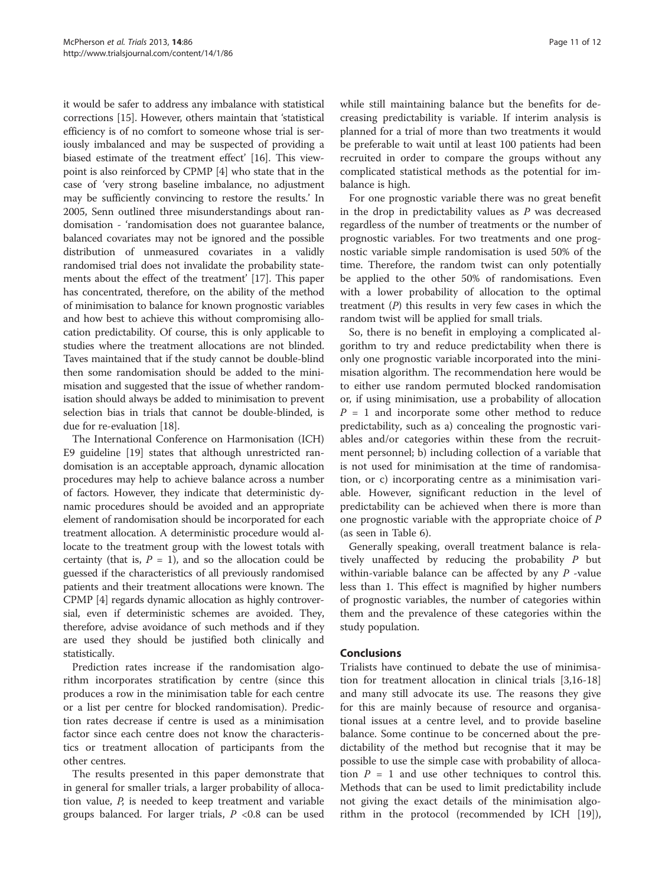it would be safer to address any imbalance with statistical corrections [15]. However, others maintain that 'statistical efficiency is of no comfort to someone whose trial is seriously imbalanced and may be suspected of providing a biased estimate of the treatment effect' [16]. This viewpoint is also reinforced by CPMP [4] who state that in the case of 'very strong baseline imbalance, no adjustment may be sufficiently convincing to restore the results.' In 2005, Senn outlined three misunderstandings about randomisation - 'randomisation does not guarantee balance, balanced covariates may not be ignored and the possible distribution of unmeasured covariates in a validly randomised trial does not invalidate the probability statements about the effect of the treatment' [17]. This paper has concentrated, therefore, on the ability of the method of minimisation to balance for known prognostic variables and how best to achieve this without compromising allocation predictability. Of course, this is only applicable to studies where the treatment allocations are not blinded. Taves maintained that if the study cannot be double-blind then some randomisation should be added to the minimisation and suggested that the issue of whether randomisation should always be added to minimisation to prevent selection bias in trials that cannot be double-blinded, is due for re-evaluation [18].

The International Conference on Harmonisation (ICH) E9 guideline [19] states that although unrestricted randomisation is an acceptable approach, dynamic allocation procedures may help to achieve balance across a number of factors. However, they indicate that deterministic dynamic procedures should be avoided and an appropriate element of randomisation should be incorporated for each treatment allocation. A deterministic procedure would allocate to the treatment group with the lowest totals with certainty (that is, $P = 1$), and so the allocation could be guessed if the characteristics of all previously randomised patients and their treatment allocations were known. The CPMP [4] regards dynamic allocation as highly controversial, even if deterministic schemes are avoided. They, therefore, advise avoidance of such methods and if they are used they should be justified both clinically and statistically.

Prediction rates increase if the randomisation algorithm incorporates stratification by centre (since this produces a row in the minimisation table for each centre or a list per centre for blocked randomisation). Prediction rates decrease if centre is used as a minimisation factor since each centre does not know the characteristics or treatment allocation of participants from the other centres.

The results presented in this paper demonstrate that in general for smaller trials, a larger probability of allocation value, $P$, is needed to keep treatment and variable groups balanced. For larger trials, $P < 0.8$ can be used while still maintaining balance but the benefits for decreasing predictability is variable. If interim analysis is planned for a trial of more than two treatments it would be preferable to wait until at least 100 patients had been recruited in order to compare the groups without any complicated statistical methods as the potential for imbalance is high.

For one prognostic variable there was no great benefit in the drop in predictability values as $P$ was decreased regardless of the number of treatments or the number of prognostic variables. For two treatments and one prognostic variable simple randomisation is used 50% of the time. Therefore, the random twist can only potentially be applied to the other 50% of randomisations. Even with a lower probability of allocation to the optimal treatment ($P$) this results in very few cases in which the random twist will be applied for small trials.

So, there is no benefit in employing a complicated algorithm to try and reduce predictability when there is only one prognostic variable incorporated into the minimisation algorithm. The recommendation here would be to either use random permuted blocked randomisation or, if using minimisation, use a probability of allocation $P = 1$ and incorporate some other method to reduce predictability, such as a) concealing the prognostic variables and/or categories within these from the recruitment personnel; b) including collection of a variable that is not used for minimisation at the time of randomisation, or c) incorporating centre as a minimisation variable. However, significant reduction in the level of predictability can be achieved when there is more than one prognostic variable with the appropriate choice of $P$ (as seen in Table 6).

Generally speaking, overall treatment balance is relatively unaffected by reducing the probability $P$ but within-variable balance can be affected by any $P$ -value less than 1. This effect is magnified by higher numbers of prognostic variables, the number of categories within them and the prevalence of these categories within the study population.

## Conclusions

Trialists have continued to debate the use of minimisation for treatment allocation in clinical trials [3,16-18] and many still advocate its use. The reasons they give for this are mainly because of resource and organisational issues at a centre level, and to provide baseline balance. Some continue to be concerned about the predictability of the method but recognise that it may be possible to use the simple case with probability of allocation $P = 1$ and use other techniques to control this. Methods that can be used to limit predictability include not giving the exact details of the minimisation algorithm in the protocol (recommended by ICH [19]),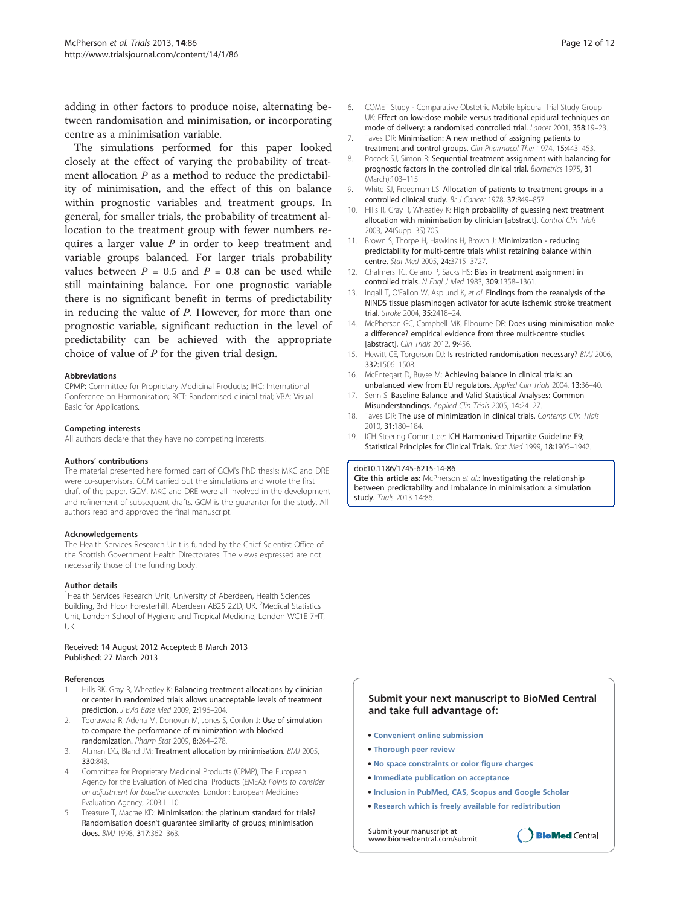adding in other factors to produce noise, alternating between randomisation and minimisation, or incorporating centre as a minimisation variable.

The simulations performed for this paper looked closely at the effect of varying the probability of treatment allocation $P$ as a method to reduce the predictability of minimisation, and the effect of this on balance within prognostic variables and treatment groups. In general, for smaller trials, the probability of treatment allocation to the treatment group with fewer numbers requires a larger value $P$ in order to keep treatment and variable groups balanced. For larger trials probability values between $P = 0.5$ and $P = 0.8$ can be used while still maintaining balance. For one prognostic variable there is no significant benefit in terms of predictability in reducing the value of $P$. However, for more than one prognostic variable, significant reduction in the level of predictability can be achieved with the appropriate choice of value of $P$ for the given trial design.

#### Abbreviations

CPMP: Committee for Proprietary Medicinal Products; IHC: International Conference on Harmonisation; RCT: Randomised clinical trial; VBA: Visual Basic for Applications.

#### Competing interests

All authors declare that they have no competing interests.

#### Authors' contributions

The material presented here formed part of GCM's PhD thesis; MKC and DRE were co-supervisors. GCM carried out the simulations and wrote the first draft of the paper. GCM, MKC and DRE were all involved in the development and refinement of subsequent drafts. GCM is the guarantor for the study. All authors read and approved the final manuscript.

#### Acknowledgements

The Health Services Research Unit is funded by the Chief Scientist Office of the Scottish Government Health Directorates. The views expressed are not necessarily those of the funding body.

#### Author details

[1]Health Services Research Unit, University of Aberdeen, Health Sciences Building, 3rd Floor Foresterhill, Aberdeen AB25 2ZD, UK. [2]Medical Statistics Unit, London School of Hygiene and Tropical Medicine, London WC1E 7HT, UK.

Received: 14 August 2012 Accepted: 8 March 2013
Published: 27 March 2013

#### References

1. Hills RK, Gray R, Wheatley K: **Balancing treatment allocations by clinician or center in randomized trials allows unacceptable levels of treatment prediction.** *J Evid Base Med* 2009, **2**:196–204.
2. Toorawara R, Adena M, Donovan M, Jones S, Conlon J: **Use of simulation to compare the performance of minimization with blocked randomization.** *Pharm Stat* 2009, **8**:264–278.
3. Altman DG, Bland JM: **Treatment allocation by minimisation.** *BMJ* 2005, **330**:843.
4. Committee for Proprietary Medicinal Products (CPMP), The European Agency for the Evaluation of Medicinal Products (EMEA): *Points to consider on adjustment for baseline covariates.* London: European Medicines Evaluation Agency; 2003:1–10.
5. Treasure T, Macrae KD: **Minimisation: the platinum standard for trials? Randomisation doesn't guarantee similarity of groups; minimisation does.** *BMJ* 1998, **317**:362–363.
6. COMET Study - Comparative Obstetric Mobile Epidural Trial Study Group UK: **Effect on low-dose mobile versus traditional epidural techniques on mode of delivery: a randomised controlled trial.** *Lancet* 2001, **358**:19–23.
7. Taves DR: **Minimisation: A new method of assigning patients to treatment and control groups.** *Clin Pharmacol Ther* 1974, **15**:443–453.
8. Pocock SJ, Simon R: **Sequential treatment assignment with balancing for prognostic factors in the controlled clinical trial.** *Biometrics* 1975, **31** (March):103–115.
9. White SJ, Freedman LS: **Allocation of patients to treatment groups in a controlled clinical study.** *Br J Cancer* 1978, **37**:849–857.
10. Hills R, Gray R, Wheatley K: **High probability of guessing next treatment allocation with minimisation by clinician [abstract].** *Control Clin Trials* 2003, **24**(Suppl 3S):70S.
11. Brown S, Thorpe H, Hawkins H, Brown J: **Minimization - reducing predictability for multi-centre trials whilst retaining balance within centre.** *Stat Med* 2005, **24**:3715–3727.
12. Chalmers TC, Celano P, Sacks HS: **Bias in treatment assignment in controlled trials.** *N Engl J Med* 1983, **309**:1358–1361.
13. Ingall T, O'Fallon W, Asplund K, *et al*: **Findings from the reanalysis of the NINDS tissue plasminogen activator for acute ischemic stroke treatment trial.** *Stroke* 2004, **35**:2418–24.
14. McPherson GC, Campbell MK, Elbourne DR: **Does using minimisation make a difference? empirical evidence from three multi-centre studies [abstract].** *Clin Trials* 2012, **9**:456.
15. Hewitt CE, Torgerson DJ: **Is restricted randomisation necessary?** *BMJ* 2006, **332**:1506–1508.
16. McEntegart D, Buyse M: **Achieving balance in clinical trials: an unbalanced view from EU regulators.** *Applied Clin Trials* 2004, **13**:36–40.
17. Senn S: **Baseline Balance and Valid Statistical Analyses: Common Misunderstandings.** *Applied Clin Trials* 2005, **14**:24–27.
18. Taves DR: **The use of minimization in clinical trials.** *Contemp Clin Trials* 2010, **31**:180–184.
19. ICH Steering Committee: **ICH Harmonised Tripartite Guideline E9; Statistical Principles for Clinical Trials.** *Stat Med* 1999, **18**:1905–1942.

doi:10.1186/1745-6215-14-86
**Cite this article as:** McPherson *et al.*: Investigating the relationship between predictability and imbalance in minimisation: a simulation study. *Trials* 2013 **14**:86.

**Submit your next manuscript to BioMed Central and take full advantage of:**

- **Convenient online submission**
- **Thorough peer review**
- **No space constraints or color figure charges**
- **Immediate publication on acceptance**
- **Inclusion in PubMed, CAS, Scopus and Google Scholar**
- **Research which is freely available for redistribution**

Submit your manuscript at
www.biomedcentral.com/submit

BioMed Central